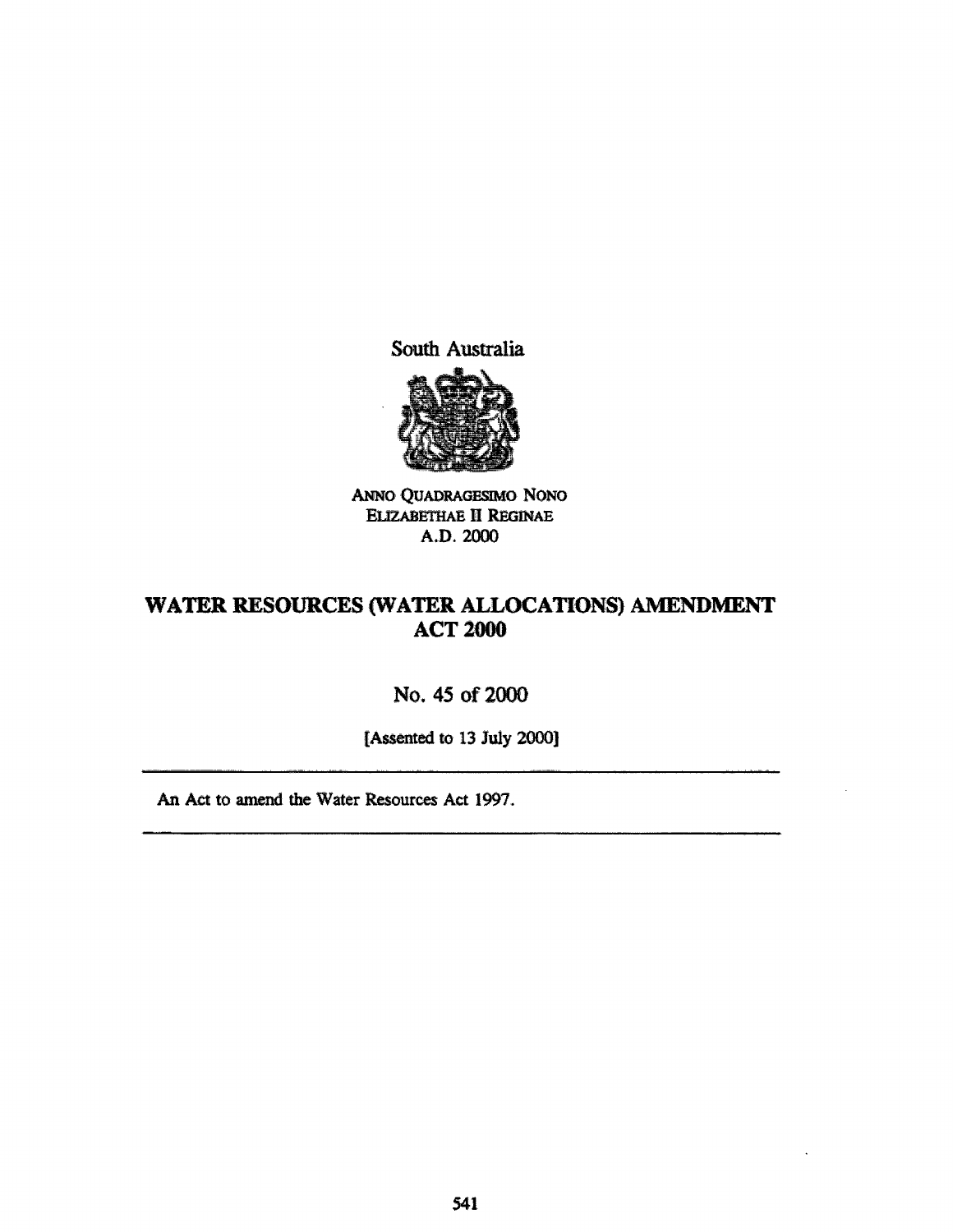South Australia

ANNO QUADRAGESIMO NONO
ELIZABETHAE II REGINAE
A.D. 2000

# WATER RESOURCES (WATER ALLOCATIONS) AMENDMENT ACT 2000

No. 45 of 2000

[Assented to 13 July 2000]

---

An Act to amend the Water Resources Act 1997.

---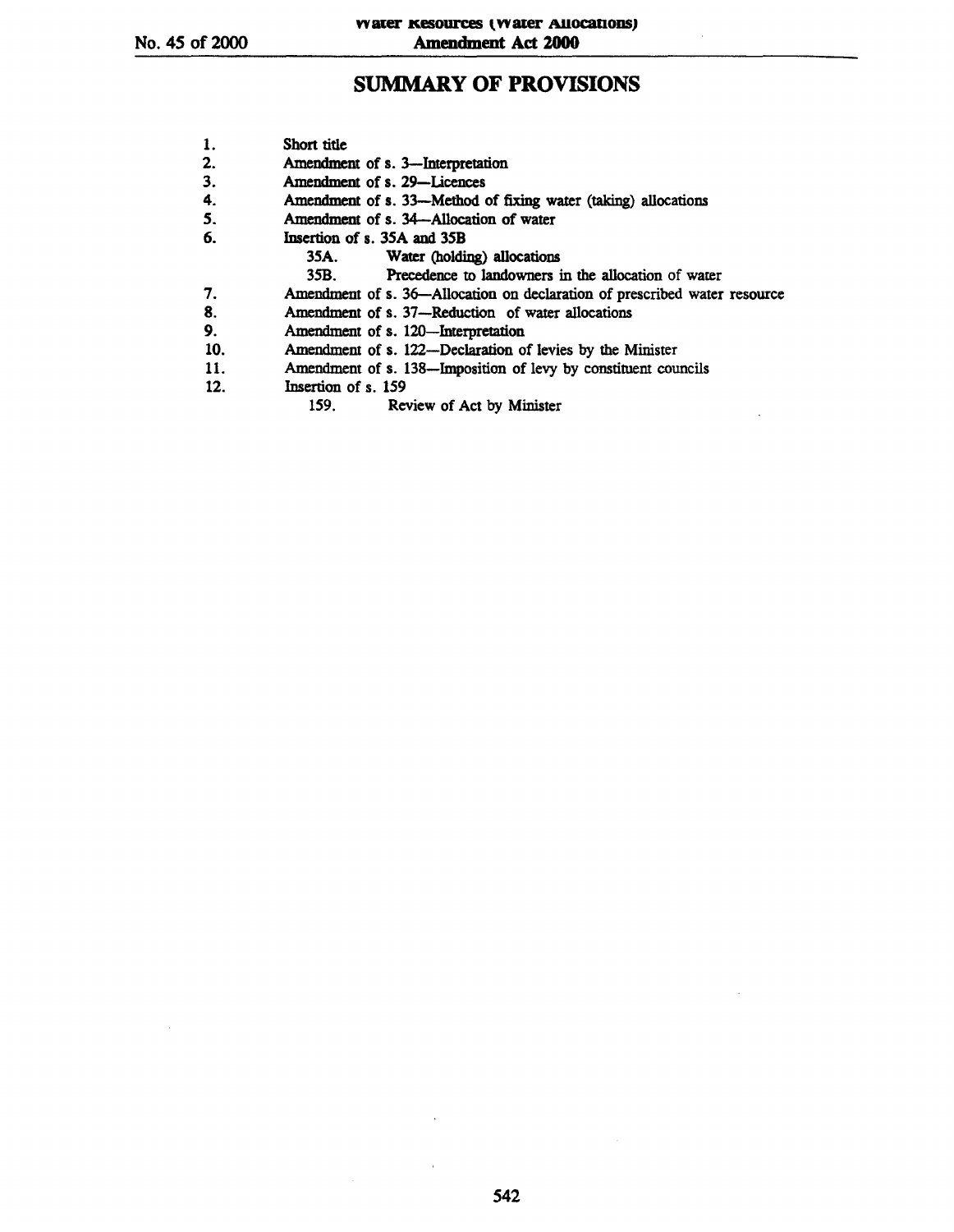## SUMMARY OF PROVISIONS

1. Short title
2. Amendment of s. 3—Interpretation
3. Amendment of s. 29—Licences
4. Amendment of s. 33—Method of fixing water (taking) allocations
5. Amendment of s. 34—Allocation of water
6. Insertion of s. 35A and 35B
   - 35A. Water (holding) allocations
   - 35B. Precedence to landowners in the allocation of water
7. Amendment of s. 36—Allocation on declaration of prescribed water resource
8. Amendment of s. 37—Reduction of water allocations
9. Amendment of s. 120—Interpretation
10. Amendment of s. 122—Declaration of levies by the Minister
11. Amendment of s. 138—Imposition of levy by constituent councils
12. Insertion of s. 159
    - 159. Review of Act by Minister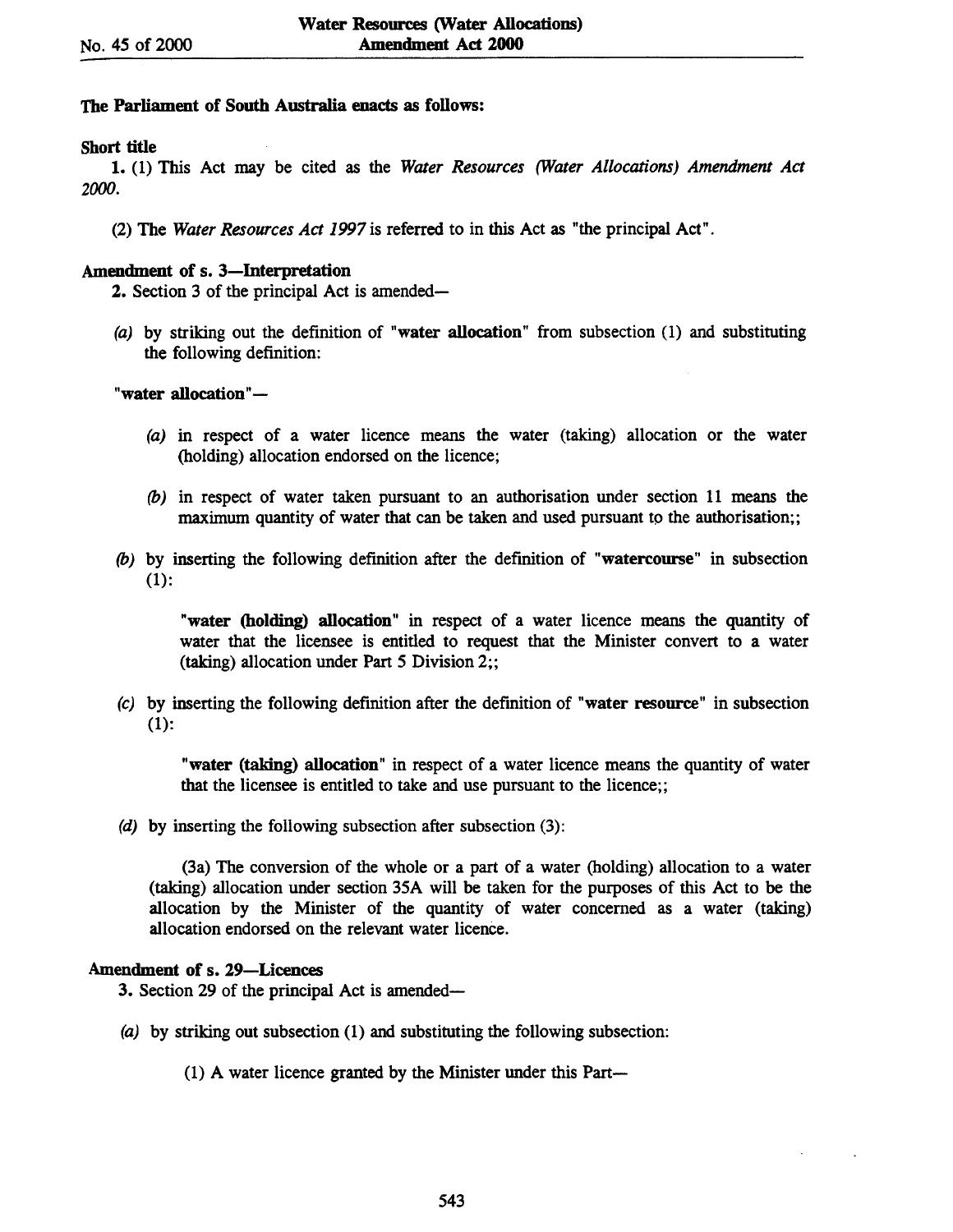**The Parliament of South Australia enacts as follows:**

**Short title**

**1.** (1) This Act may be cited as the *Water Resources (Water Allocations) Amendment Act 2000.*

(2) The *Water Resources Act 1997* is referred to in this Act as "the principal Act".

**Amendment of s. 3—Interpretation**

**2.** Section 3 of the principal Act is amended—

*(a)* by striking out the definition of "**water allocation**" from subsection (1) and substituting the following definition:

"**water allocation**"—

*(a)* in respect of a water licence means the water (taking) allocation or the water (holding) allocation endorsed on the licence;

*(b)* in respect of water taken pursuant to an authorisation under section 11 means the maximum quantity of water that can be taken and used pursuant to the authorisation;;

*(b)* by inserting the following definition after the definition of "**watercourse**" in subsection (1):

"**water (holding) allocation**" in respect of a water licence means the quantity of water that the licensee is entitled to request that the Minister convert to a water (taking) allocation under Part 5 Division 2;;

*(c)* by inserting the following definition after the definition of "**water resource**" in subsection (1):

"**water (taking) allocation**" in respect of a water licence means the quantity of water that the licensee is entitled to take and use pursuant to the licence;;

*(d)* by inserting the following subsection after subsection (3):

(3a) The conversion of the whole or a part of a water (holding) allocation to a water (taking) allocation under section 35A will be taken for the purposes of this Act to be the allocation by the Minister of the quantity of water concerned as a water (taking) allocation endorsed on the relevant water licence.

**Amendment of s. 29—Licences**

**3.** Section 29 of the principal Act is amended—

*(a)* by striking out subsection (1) and substituting the following subsection:

(1) A water licence granted by the Minister under this Part—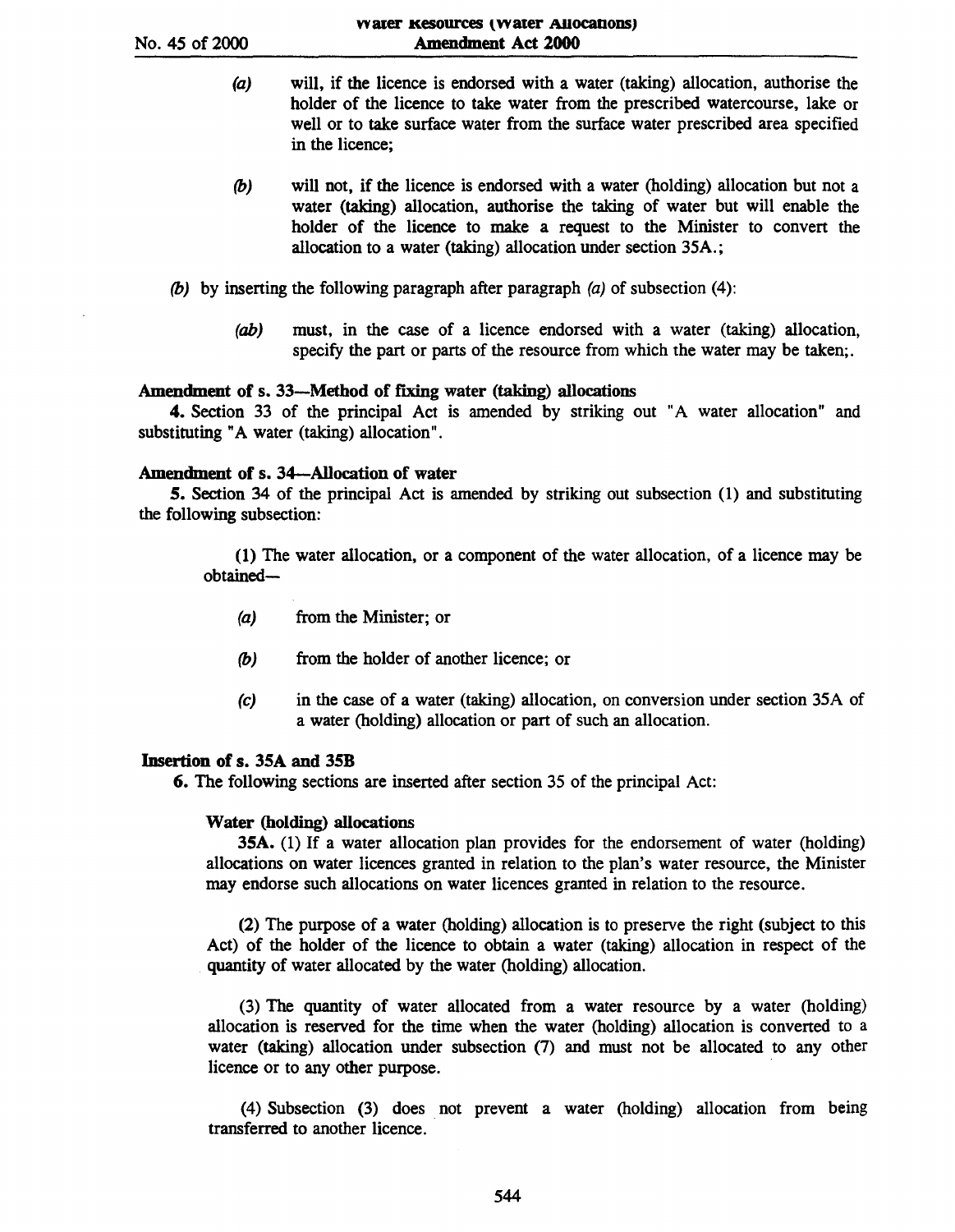*(a)* will, if the licence is endorsed with a water (taking) allocation, authorise the holder of the licence to take water from the prescribed watercourse, lake or well or to take surface water from the surface water prescribed area specified in the licence;

*(b)* will not, if the licence is endorsed with a water (holding) allocation but not a water (taking) allocation, authorise the taking of water but will enable the holder of the licence to make a request to the Minister to convert the allocation to a water (taking) allocation under section 35A.;

*(b)* by inserting the following paragraph after paragraph *(a)* of subsection (4):

*(ab)* must, in the case of a licence endorsed with a water (taking) allocation, specify the part or parts of the resource from which the water may be taken;.

**Amendment of s. 33—Method of fixing water (taking) allocations**

4. Section 33 of the principal Act is amended by striking out "A water allocation" and substituting "A water (taking) allocation".

**Amendment of s. 34—Allocation of water**

5. Section 34 of the principal Act is amended by striking out subsection (1) and substituting the following subsection:

(1) The water allocation, or a component of the water allocation, of a licence may be obtained—

*(a)* from the Minister; or

*(b)* from the holder of another licence; or

*(c)* in the case of a water (taking) allocation, on conversion under section 35A of a water (holding) allocation or part of such an allocation.

**Insertion of s. 35A and 35B**

6. The following sections are inserted after section 35 of the principal Act:

**Water (holding) allocations**

35A. (1) If a water allocation plan provides for the endorsement of water (holding) allocations on water licences granted in relation to the plan's water resource, the Minister may endorse such allocations on water licences granted in relation to the resource.

(2) The purpose of a water (holding) allocation is to preserve the right (subject to this Act) of the holder of the licence to obtain a water (taking) allocation in respect of the quantity of water allocated by the water (holding) allocation.

(3) The quantity of water allocated from a water resource by a water (holding) allocation is reserved for the time when the water (holding) allocation is converted to a water (taking) allocation under subsection (7) and must not be allocated to any other licence or to any other purpose.

(4) Subsection (3) does not prevent a water (holding) allocation from being transferred to another licence.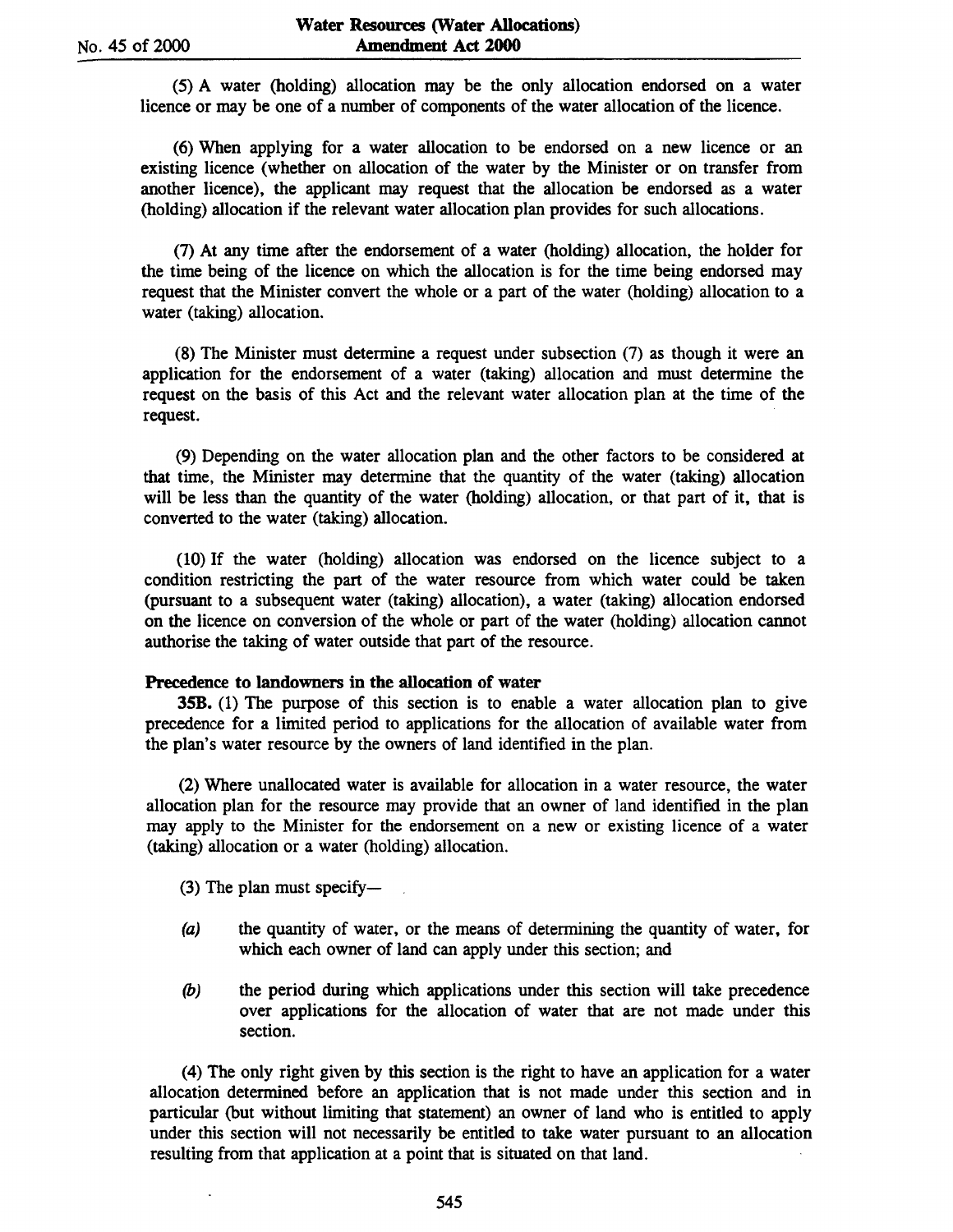(5) A water (holding) allocation may be the only allocation endorsed on a water licence or may be one of a number of components of the water allocation of the licence.

(6) When applying for a water allocation to be endorsed on a new licence or an existing licence (whether on allocation of the water by the Minister or on transfer from another licence), the applicant may request that the allocation be endorsed as a water (holding) allocation if the relevant water allocation plan provides for such allocations.

(7) At any time after the endorsement of a water (holding) allocation, the holder for the time being of the licence on which the allocation is for the time being endorsed may request that the Minister convert the whole or a part of the water (holding) allocation to a water (taking) allocation.

(8) The Minister must determine a request under subsection (7) as though it were an application for the endorsement of a water (taking) allocation and must determine the request on the basis of this Act and the relevant water allocation plan at the time of the request.

(9) Depending on the water allocation plan and the other factors to be considered at that time, the Minister may determine that the quantity of the water (taking) allocation will be less than the quantity of the water (holding) allocation, or that part of it, that is converted to the water (taking) allocation.

(10) If the water (holding) allocation was endorsed on the licence subject to a condition restricting the part of the water resource from which water could be taken (pursuant to a subsequent water (taking) allocation), a water (taking) allocation endorsed on the licence on conversion of the whole or part of the water (holding) allocation cannot authorise the taking of water outside that part of the resource.

**Precedence to landowners in the allocation of water**

**35B.** (1) The purpose of this section is to enable a water allocation plan to give precedence for a limited period to applications for the allocation of available water from the plan's water resource by the owners of land identified in the plan.

(2) Where unallocated water is available for allocation in a water resource, the water allocation plan for the resource may provide that an owner of land identified in the plan may apply to the Minister for the endorsement on a new or existing licence of a water (taking) allocation or a water (holding) allocation.

(3) The plan must specify—

*(a)* the quantity of water, or the means of determining the quantity of water, for which each owner of land can apply under this section; and

*(b)* the period during which applications under this section will take precedence over applications for the allocation of water that are not made under this section.

(4) The only right given by this section is the right to have an application for a water allocation determined before an application that is not made under this section and in particular (but without limiting that statement) an owner of land who is entitled to apply under this section will not necessarily be entitled to take water pursuant to an allocation resulting from that application at a point that is situated on that land.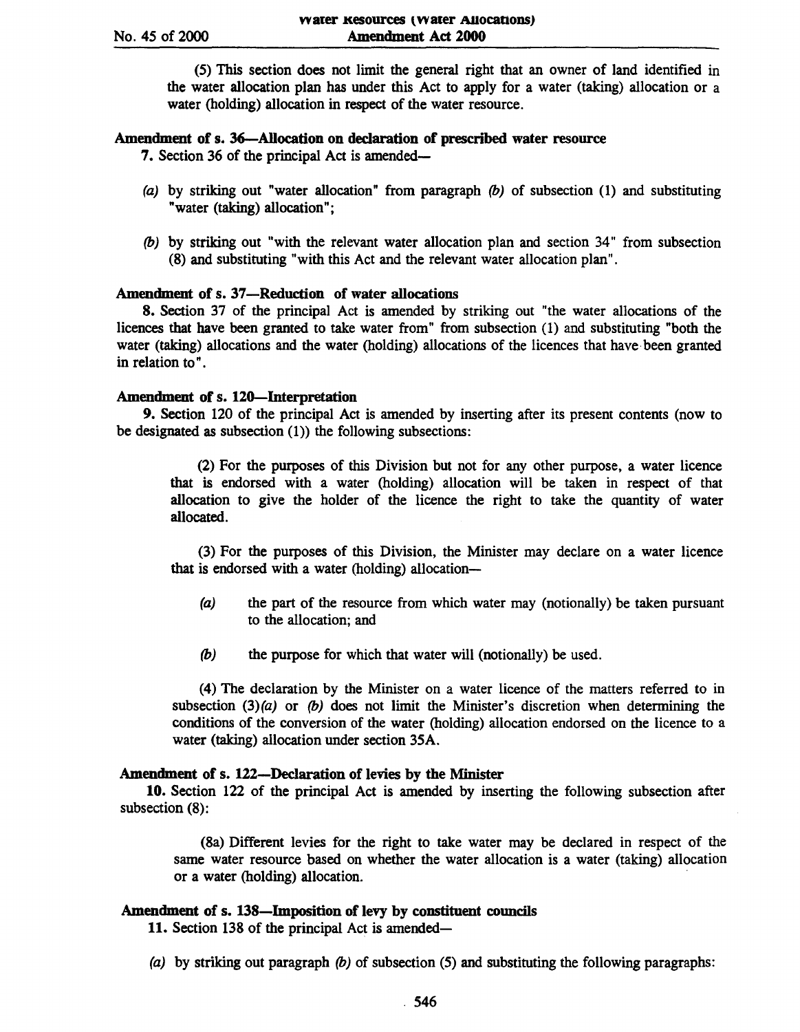(5) This section does not limit the general right that an owner of land identified in the water allocation plan has under this Act to apply for a water (taking) allocation or a water (holding) allocation in respect of the water resource.

**Amendment of s. 36—Allocation on declaration of prescribed water resource**

**7.** Section 36 of the principal Act is amended—

*(a)* by striking out "water allocation" from paragraph *(b)* of subsection (1) and substituting "water (taking) allocation";

*(b)* by striking out "with the relevant water allocation plan and section 34" from subsection (8) and substituting "with this Act and the relevant water allocation plan".

**Amendment of s. 37—Reduction of water allocations**

**8.** Section 37 of the principal Act is amended by striking out "the water allocations of the licences that have been granted to take water from" from subsection (1) and substituting "both the water (taking) allocations and the water (holding) allocations of the licences that have been granted in relation to".

**Amendment of s. 120—Interpretation**

**9.** Section 120 of the principal Act is amended by inserting after its present contents (now to be designated as subsection (1)) the following subsections:

> (2) For the purposes of this Division but not for any other purpose, a water licence that is endorsed with a water (holding) allocation will be taken in respect of that allocation to give the holder of the licence the right to take the quantity of water allocated.
>
> (3) For the purposes of this Division, the Minister may declare on a water licence that is endorsed with a water (holding) allocation—
>
> *(a)* the part of the resource from which water may (notionally) be taken pursuant to the allocation; and
>
> *(b)* the purpose for which that water will (notionally) be used.
>
> (4) The declaration by the Minister on a water licence of the matters referred to in subsection (3)*(a)* or *(b)* does not limit the Minister's discretion when determining the conditions of the conversion of the water (holding) allocation endorsed on the licence to a water (taking) allocation under section 35A.

**Amendment of s. 122—Declaration of levies by the Minister**

**10.** Section 122 of the principal Act is amended by inserting the following subsection after subsection (8):

> (8a) Different levies for the right to take water may be declared in respect of the same water resource based on whether the water allocation is a water (taking) allocation or a water (holding) allocation.

**Amendment of s. 138—Imposition of levy by constituent councils**

**11.** Section 138 of the principal Act is amended—

*(a)* by striking out paragraph *(b)* of subsection (5) and substituting the following paragraphs: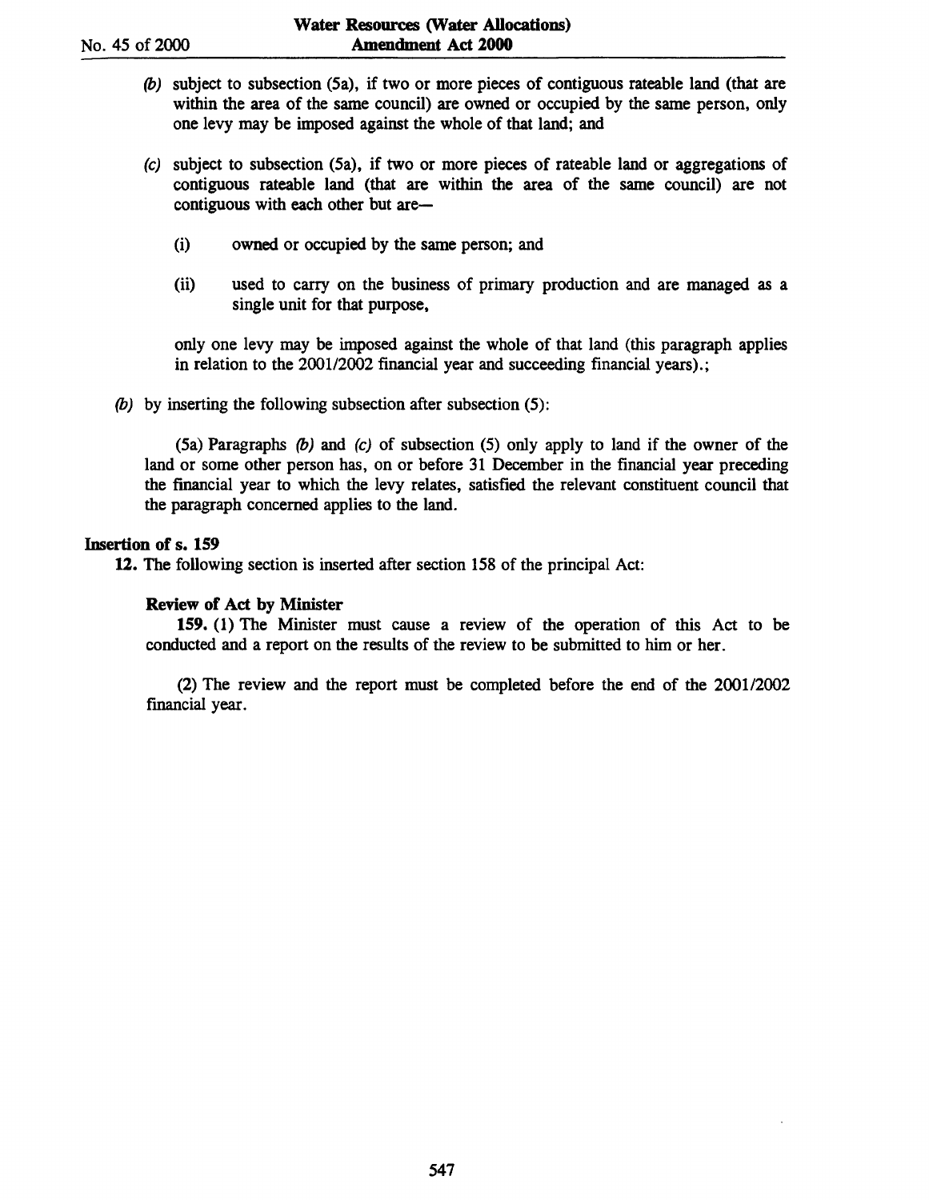*(b)* subject to subsection (5a), if two or more pieces of contiguous rateable land (that are within the area of the same council) are owned or occupied by the same person, only one levy may be imposed against the whole of that land; and

*(c)* subject to subsection (5a), if two or more pieces of rateable land or aggregations of contiguous rateable land (that are within the area of the same council) are not contiguous with each other but are—

(i) owned or occupied by the same person; and

(ii) used to carry on the business of primary production and are managed as a single unit for that purpose,

only one levy may be imposed against the whole of that land (this paragraph applies in relation to the 2001/2002 financial year and succeeding financial years).;

*(b)* by inserting the following subsection after subsection (5):

(5a) Paragraphs *(b)* and *(c)* of subsection (5) only apply to land if the owner of the land or some other person has, on or before 31 December in the financial year preceding the financial year to which the levy relates, satisfied the relevant constituent council that the paragraph concerned applies to the land.

**Insertion of s. 159**

**12.** The following section is inserted after section 158 of the principal Act:

**Review of Act by Minister**

**159.** (1) The Minister must cause a review of the operation of this Act to be conducted and a report on the results of the review to be submitted to him or her.

(2) The review and the report must be completed before the end of the 2001/2002 financial year.